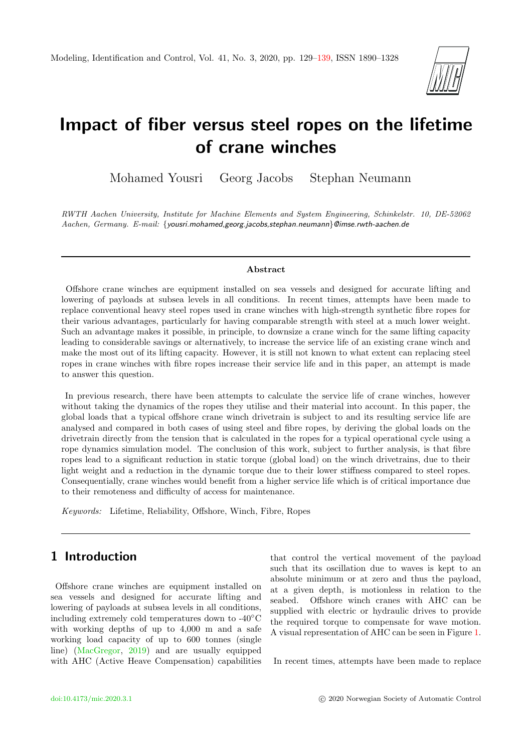# Impact of fiber versus steel ropes on the lifetime of crane winches

Mohamed Yousri   Georg Jacobs   Stephan Neumann

*RWTH Aachen University, Institute for Machine Elements and System Engineering, Schinkelstr. 10, DE-52062 Aachen, Germany. E-mail: {yousri.mohamed,georg.jacobs,stephan.neumann}@imse.rwth-aachen.de*

## Abstract

Offshore crane winches are equipment installed on sea vessels and designed for accurate lifting and lowering of payloads at subsea levels in all conditions. In recent times, attempts have been made to replace conventional heavy steel ropes used in crane winches with high-strength synthetic fibre ropes for their various advantages, particularly for having comparable strength with steel at a much lower weight. Such an advantage makes it possible, in principle, to downsize a crane winch for the same lifting capacity leading to considerable savings or alternatively, to increase the service life of an existing crane winch and make the most out of its lifting capacity. However, it is still not known to what extent can replacing steel ropes in crane winches with fibre ropes increase their service life and in this paper, an attempt is made to answer this question.

In previous research, there have been attempts to calculate the service life of crane winches, however without taking the dynamics of the ropes they utilise and their material into account. In this paper, the global loads that a typical offshore crane winch drivetrain is subject to and its resulting service life are analysed and compared in both cases of using steel and fibre ropes, by deriving the global loads on the drivetrain directly from the tension that is calculated in the ropes for a typical operational cycle using a rope dynamics simulation model. The conclusion of this work, subject to further analysis, is that fibre ropes lead to a significant reduction in static torque (global load) on the winch drivetrains, due to their light weight and a reduction in the dynamic torque due to their lower stiffness compared to steel ropes. Consequentially, crane winches would benefit from a higher service life which is of critical importance due to their remoteness and difficulty of access for maintenance.

*Keywords:* Lifetime, Reliability, Offshore, Winch, Fibre, Ropes

## 1 Introduction

Offshore crane winches are equipment installed on sea vessels and designed for accurate lifting and lowering of payloads at subsea levels in all conditions, including extremely cold temperatures down to -40°C with working depths of up to 4,000 m and a safe working load capacity of up to 600 tonnes (single line) (MacGregor, 2019) and are usually equipped with AHC (Active Heave Compensation) capabilities that control the vertical movement of the payload such that its oscillation due to waves is kept to an absolute minimum or at zero and thus the payload, at a given depth, is motionless in relation to the seabed. Offshore winch cranes with AHC can be supplied with electric or hydraulic drives to provide the required torque to compensate for wave motion. A visual representation of AHC can be seen in Figure 1.

In recent times, attempts have been made to replace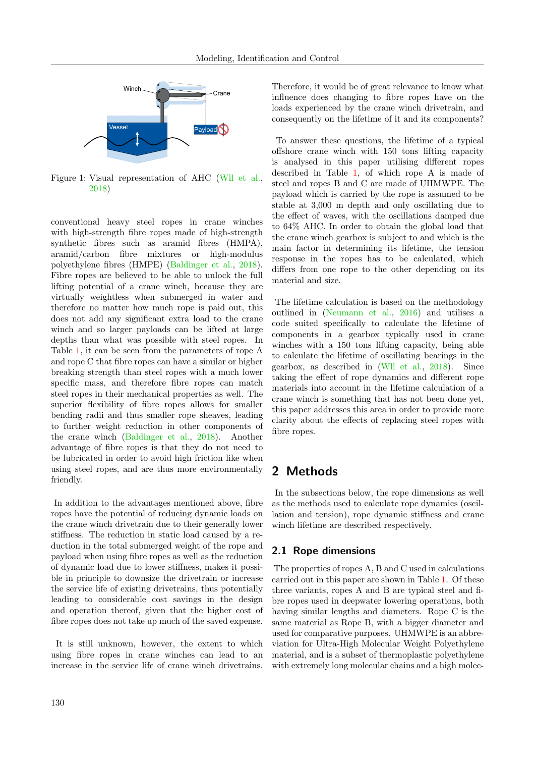Figure 1: Visual representation of AHC (Wll et al., 2018)

conventional heavy steel ropes in crane winches with high-strength fibre ropes made of high-strength synthetic fibres such as aramid fibres (HMPA), aramid/carbon fibre mixtures or high-modulus polyethylene fibres (HMPE) (Baldinger et al., 2018). Fibre ropes are believed to be able to unlock the full lifting potential of a crane winch, because they are virtually weightless when submerged in water and therefore no matter how much rope is paid out, this does not add any significant extra load to the crane winch and so larger payloads can be lifted at larger depths than what was possible with steel ropes. In Table 1, it can be seen from the parameters of rope A and rope C that fibre ropes can have a similar or higher breaking strength than steel ropes with a much lower specific mass, and therefore fibre ropes can match steel ropes in their mechanical properties as well. The superior flexibility of fibre ropes allows for smaller bending radii and thus smaller rope sheaves, leading to further weight reduction in other components of the crane winch (Baldinger et al., 2018). Another advantage of fibre ropes is that they do not need to be lubricated in order to avoid high friction like when using steel ropes, and are thus more environmentally friendly.

In addition to the advantages mentioned above, fibre ropes have the potential of reducing dynamic loads on the crane winch drivetrain due to their generally lower stiffness. The reduction in static load caused by a reduction in the total submerged weight of the rope and payload when using fibre ropes as well as the reduction of dynamic load due to lower stiffness, makes it possible in principle to downsize the drivetrain or increase the service life of existing drivetrains, thus potentially leading to considerable cost savings in the design and operation thereof, given that the higher cost of fibre ropes does not take up much of the saved expense.

It is still unknown, however, the extent to which using fibre ropes in crane winches can lead to an increase in the service life of crane winch drivetrains. Therefore, it would be of great relevance to know what influence does changing to fibre ropes have on the loads experienced by the crane winch drivetrain, and consequently on the lifetime of it and its components?

To answer these questions, the lifetime of a typical offshore crane winch with 150 tons lifting capacity is analysed in this paper utilising different ropes described in Table 1, of which rope A is made of steel and ropes B and C are made of UHMWPE. The payload which is carried by the rope is assumed to be stable at 3,000 m depth and only oscillating due to the effect of waves, with the oscillations damped due to 64% AHC. In order to obtain the global load that the crane winch gearbox is subject to and which is the main factor in determining its lifetime, the tension response in the ropes has to be calculated, which differs from one rope to the other depending on its material and size.

The lifetime calculation is based on the methodology outlined in (Neumann et al., 2016) and utilises a code suited specifically to calculate the lifetime of components in a gearbox typically used in crane winches with a 150 tons lifting capacity, being able to calculate the lifetime of oscillating bearings in the gearbox, as described in (Wll et al., 2018). Since taking the effect of rope dynamics and different rope materials into account in the lifetime calculation of a crane winch is something that has not been done yet, this paper addresses this area in order to provide more clarity about the effects of replacing steel ropes with fibre ropes.

## 2 Methods

In the subsections below, the rope dimensions as well as the methods used to calculate rope dynamics (oscillation and tension), rope dynamic stiffness and crane winch lifetime are described respectively.

### 2.1 Rope dimensions

The properties of ropes A, B and C used in calculations carried out in this paper are shown in Table 1. Of these three variants, ropes A and B are typical steel and fibre ropes used in deepwater lowering operations, both having similar lengths and diameters. Rope C is the same material as Rope B, with a bigger diameter and used for comparative purposes. UHMWPE is an abbreviation for Ultra-High Molecular Weight Polyethylene material, and is a subset of thermoplastic polyethylene with extremely long molecular chains and a high molec-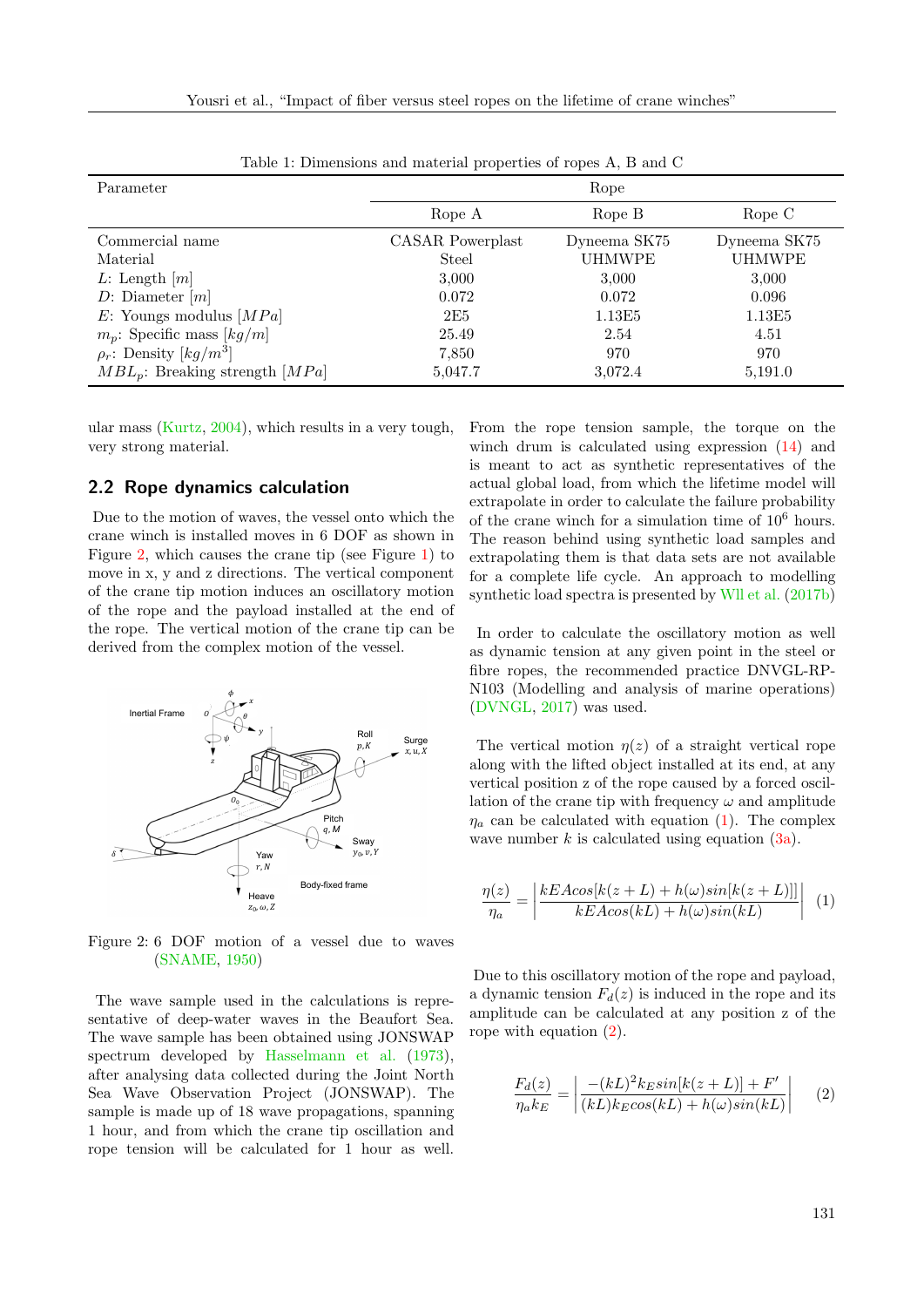Table 1: Dimensions and material properties of ropes A, B and C

| Parameter | Rope | | |
|---|---|---|---|
| | Rope A | Rope B | Rope C |
| Commercial name | CASAR Powerplast | Dyneema SK75 | Dyneema SK75 |
| Material | Steel | UHMWPE | UHMWPE |
| $L$: Length $[m]$ | 3,000 | 3,000 | 3,000 |
| $D$: Diameter $[m]$ | 0.072 | 0.072 | 0.096 |
| $E$: Youngs modulus $[MPa]$ | 2E5 | 1.13E5 | 1.13E5 |
| $m_p$: Specific mass $[kg/m]$ | 25.49 | 2.54 | 4.51 |
| $\rho_r$: Density $[kg/m^3]$ | 7,850 | 970 | 970 |
| $MBL_p$: Breaking strength $[MPa]$ | 5,047.7 | 3,072.4 | 5,191.0 |

ular mass (Kurtz, 2004), which results in a very tough, very strong material.

## 2.2 Rope dynamics calculation

Due to the motion of waves, the vessel onto which the crane winch is installed moves in 6 DOF as shown in Figure 2, which causes the crane tip (see Figure 1) to move in x, y and z directions. The vertical component of the crane tip motion induces an oscillatory motion of the rope and the payload installed at the end of the rope. The vertical motion of the crane tip can be derived from the complex motion of the vessel.

Figure 2: 6 DOF motion of a vessel due to waves (SNAME, 1950)

The wave sample used in the calculations is representative of deep-water waves in the Beaufort Sea. The wave sample has been obtained using JONSWAP spectrum developed by Hasselmann et al. (1973), after analysing data collected during the Joint North Sea Wave Observation Project (JONSWAP). The sample is made up of 18 wave propagations, spanning 1 hour, and from which the crane tip oscillation and rope tension will be calculated for 1 hour as well.

From the rope tension sample, the torque on the winch drum is calculated using expression (14) and is meant to act as synthetic representatives of the actual global load, from which the lifetime model will extrapolate in order to calculate the failure probability of the crane winch for a simulation time of $10^6$ hours. The reason behind using synthetic load samples and extrapolating them is that data sets are not available for a complete life cycle. An approach to modelling synthetic load spectra is presented by Wll et al. (2017b)

In order to calculate the oscillatory motion as well as dynamic tension at any given point in the steel or fibre ropes, the recommended practice DNVGL-RP-N103 (Modelling and analysis of marine operations) (DVNGL, 2017) was used.

The vertical motion $\eta(z)$ of a straight vertical rope along with the lifted object installed at its end, at any vertical position z of the rope caused by a forced oscillation of the crane tip with frequency $\omega$ and amplitude $\eta_a$ can be calculated with equation (1). The complex wave number $k$ is calculated using equation (3a).

$$\frac{\eta(z)}{\eta_a} = \left| \frac{kEAcos[k(z+L) + h(\omega)sin[k(z+L)]]}{kEAcos(kL) + h(\omega)sin(kL)} \right| \quad (1)$$

Due to this oscillatory motion of the rope and payload, a dynamic tension $F_d(z)$ is induced in the rope and its amplitude can be calculated at any position z of the rope with equation (2).

$$\frac{F_d(z)}{\eta_a k_E} = \left| \frac{-(kL)^2 k_E sin[k(z+L)] + F'}{(kL)k_E cos(kL) + h(\omega)sin(kL)} \right| \quad (2)$$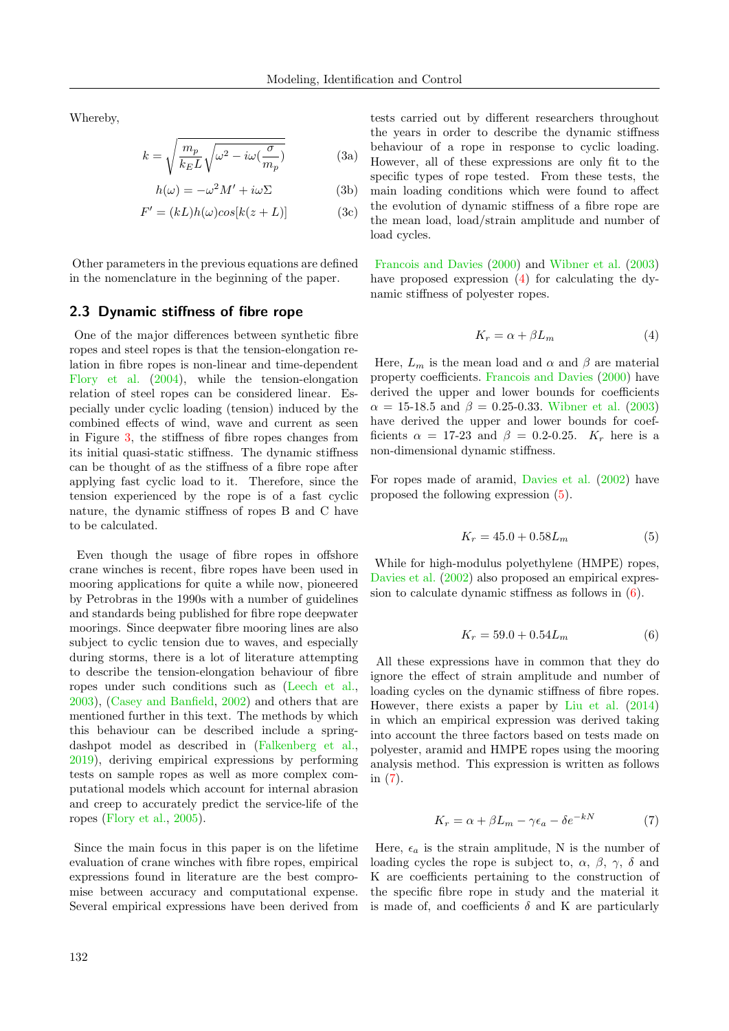Whereby,

$$k = \sqrt{\frac{m_p}{k_E L}\sqrt{\omega^2 - i\omega(\frac{\sigma}{m_p})}} \tag{3a}$$

$$h(\omega) = -\omega^2 M' + i\omega\Sigma \tag{3b}$$

$$F' = (kL)h(\omega)cos[k(z+L)] \tag{3c}$$

Other parameters in the previous equations are defined in the nomenclature in the beginning of the paper.

### 2.3 Dynamic stiffness of fibre rope

One of the major differences between synthetic fibre ropes and steel ropes is that the tension-elongation relation in fibre ropes is non-linear and time-dependent Flory et al. (2004), while the tension-elongation relation of steel ropes can be considered linear. Especially under cyclic loading (tension) induced by the combined effects of wind, wave and current as seen in Figure 3, the stiffness of fibre ropes changes from its initial quasi-static stiffness. The dynamic stiffness can be thought of as the stiffness of a fibre rope after applying fast cyclic load to it. Therefore, since the tension experienced by the rope is of a fast cyclic nature, the dynamic stiffness of ropes B and C have to be calculated.

Even though the usage of fibre ropes in offshore crane winches is recent, fibre ropes have been used in mooring applications for quite a while now, pioneered by Petrobras in the 1990s with a number of guidelines and standards being published for fibre rope deepwater moorings. Since deepwater fibre mooring lines are also subject to cyclic tension due to waves, and especially during storms, there is a lot of literature attempting to describe the tension-elongation behaviour of fibre ropes under such conditions such as (Leech et al., 2003), (Casey and Banfield, 2002) and others that are mentioned further in this text. The methods by which this behaviour can be described include a spring-dashpot model as described in (Falkenberg et al., 2019), deriving empirical expressions by performing tests on sample ropes as well as more complex computational models which account for internal abrasion and creep to accurately predict the service-life of the ropes (Flory et al., 2005).

Since the main focus in this paper is on the lifetime evaluation of crane winches with fibre ropes, empirical expressions found in literature are the best compromise between accuracy and computational expense. Several empirical expressions have been derived from tests carried out by different researchers throughout the years in order to describe the dynamic stiffness behaviour of a rope in response to cyclic loading. However, all of these expressions are only fit to the specific types of rope tested. From these tests, the main loading conditions which were found to affect the evolution of dynamic stiffness of a fibre rope are the mean load, load/strain amplitude and number of load cycles.

Francois and Davies (2000) and Wibner et al. (2003) have proposed expression (4) for calculating the dynamic stiffness of polyester ropes.

$$K_r = \alpha + \beta L_m \tag{4}$$

Here, $L_m$ is the mean load and $\alpha$ and $\beta$ are material property coefficients. Francois and Davies (2000) have derived the upper and lower bounds for coefficients $\alpha$ = 15-18.5 and $\beta$ = 0.25-0.33. Wibner et al. (2003) have derived the upper and lower bounds for coefficients $\alpha$ = 17-23 and $\beta$ = 0.2-0.25. $K_r$ here is a non-dimensional dynamic stiffness.

For ropes made of aramid, Davies et al. (2002) have proposed the following expression (5).

$$K_r = 45.0 + 0.58 L_m \tag{5}$$

While for high-modulus polyethylene (HMPE) ropes, Davies et al. (2002) also proposed an empirical expression to calculate dynamic stiffness as follows in (6).

$$K_r = 59.0 + 0.54 L_m \tag{6}$$

All these expressions have in common that they do ignore the effect of strain amplitude and number of loading cycles on the dynamic stiffness of fibre ropes. However, there exists a paper by Liu et al. (2014) in which an empirical expression was derived taking into account the three factors based on tests made on polyester, aramid and HMPE ropes using the mooring analysis method. This expression is written as follows in (7).

$$K_r = \alpha + \beta L_m - \gamma \epsilon_a - \delta e^{-kN} \tag{7}$$

Here, $\epsilon_a$ is the strain amplitude, N is the number of loading cycles the rope is subject to, $\alpha$, $\beta$, $\gamma$, $\delta$ and K are coefficients pertaining to the construction of the specific fibre rope in study and the material it is made of, and coefficients $\delta$ and K are particularly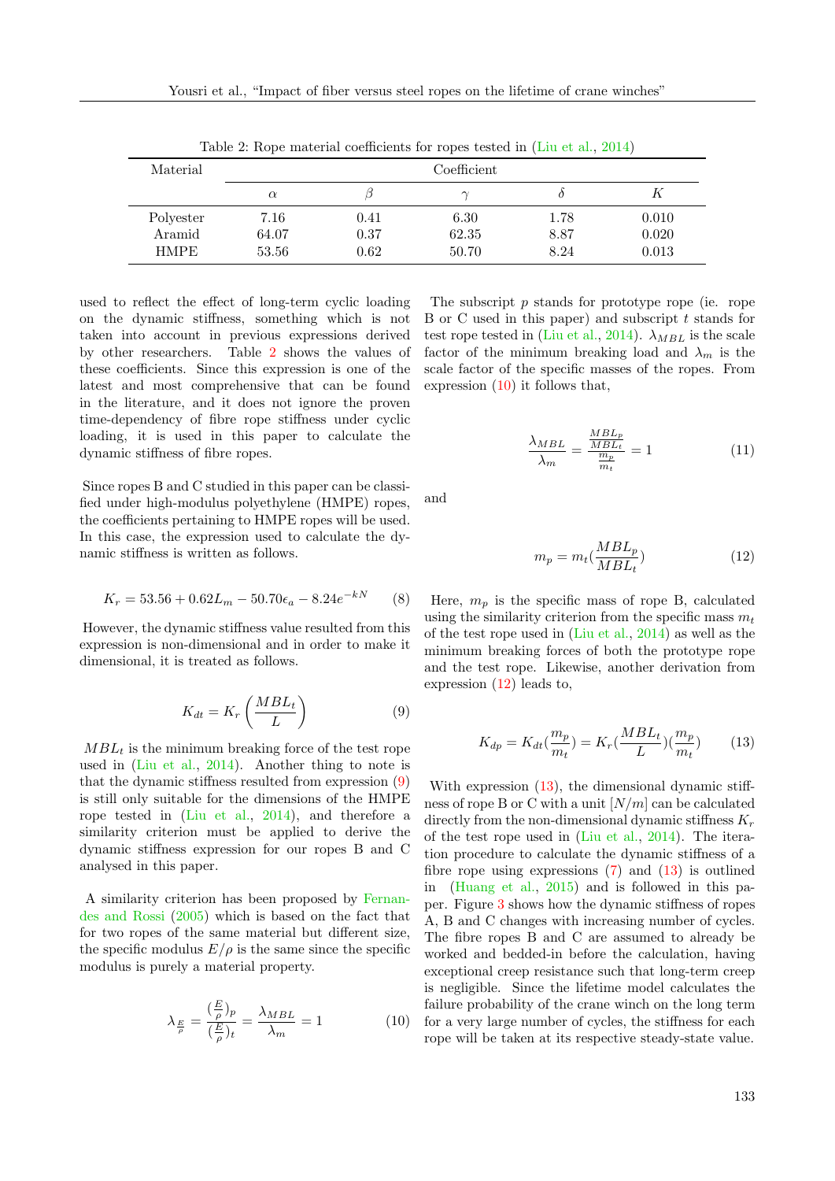Table 2: Rope material coefficients for ropes tested in (Liu et al., 2014)

| Material | Coefficient | | | | |
|---|---|---|---|---|---|
| | $\alpha$ | $\beta$ | $\gamma$ | $\delta$ | $K$ |
| Polyester | 7.16 | 0.41 | 6.30 | 1.78 | 0.010 |
| Aramid | 64.07 | 0.37 | 62.35 | 8.87 | 0.020 |
| HMPE | 53.56 | 0.62 | 50.70 | 8.24 | 0.013 |

used to reflect the effect of long-term cyclic loading on the dynamic stiffness, something which is not taken into account in previous expressions derived by other researchers. Table 2 shows the values of these coefficients. Since this expression is one of the latest and most comprehensive that can be found in the literature, and it does not ignore the proven time-dependency of fibre rope stiffness under cyclic loading, it is used in this paper to calculate the dynamic stiffness of fibre ropes.

Since ropes B and C studied in this paper can be classified under high-modulus polyethylene (HMPE) ropes, the coefficients pertaining to HMPE ropes will be used. In this case, the expression used to calculate the dynamic stiffness is written as follows.

$$K_r = 53.56 + 0.62L_m - 50.70\epsilon_a - 8.24e^{-kN} \qquad (8)$$

However, the dynamic stiffness value resulted from this expression is non-dimensional and in order to make it dimensional, it is treated as follows.

$$K_{dt} = K_r\left(\frac{MBL_t}{L}\right) \qquad (9)$$

$MBL_t$ is the minimum breaking force of the test rope used in (Liu et al., 2014). Another thing to note is that the dynamic stiffness resulted from expression (9) is still only suitable for the dimensions of the HMPE rope tested in (Liu et al., 2014), and therefore a similarity criterion must be applied to derive the dynamic stiffness expression for our ropes B and C analysed in this paper.

A similarity criterion has been proposed by Fernandes and Rossi (2005) which is based on the fact that for two ropes of the same material but different size, the specific modulus $E/\rho$ is the same since the specific modulus is purely a material property.

$$\lambda_{\frac{E}{\rho}} = \frac{(\frac{E}{\rho})_p}{(\frac{E}{\rho})_t} = \frac{\lambda_{MBL}}{\lambda_m} = 1 \qquad (10)$$

The subscript $p$ stands for prototype rope (ie. rope B or C used in this paper) and subscript $t$ stands for test rope tested in (Liu et al., 2014). $\lambda_{MBL}$ is the scale factor of the minimum breaking load and $\lambda_m$ is the scale factor of the specific masses of the ropes. From expression (10) it follows that,

$$\frac{\lambda_{MBL}}{\lambda_m} = \frac{\frac{MBL_p}{MBL_t}}{\frac{m_p}{m_t}} = 1 \qquad (11)$$

and

$$m_p = m_t\left(\frac{MBL_p}{MBL_t}\right) \qquad (12)$$

Here, $m_p$ is the specific mass of rope B, calculated using the similarity criterion from the specific mass $m_t$ of the test rope used in (Liu et al., 2014) as well as the minimum breaking forces of both the prototype rope and the test rope. Likewise, another derivation from expression (12) leads to,

$$K_{dp} = K_{dt}\left(\frac{m_p}{m_t}\right) = K_r\left(\frac{MBL_t}{L}\right)\left(\frac{m_p}{m_t}\right) \qquad (13)$$

With expression (13), the dimensional dynamic stiffness of rope B or C with a unit $[N/m]$ can be calculated directly from the non-dimensional dynamic stiffness $K_r$ of the test rope used in (Liu et al., 2014). The iteration procedure to calculate the dynamic stiffness of a fibre rope using expressions (7) and (13) is outlined in (Huang et al., 2015) and is followed in this paper. Figure 3 shows how the dynamic stiffness of ropes A, B and C changes with increasing number of cycles. The fibre ropes B and C are assumed to already be worked and bedded-in before the calculation, having exceptional creep resistance such that long-term creep is negligible. Since the lifetime model calculates the failure probability of the crane winch on the long term for a very large number of cycles, the stiffness for each rope will be taken at its respective steady-state value.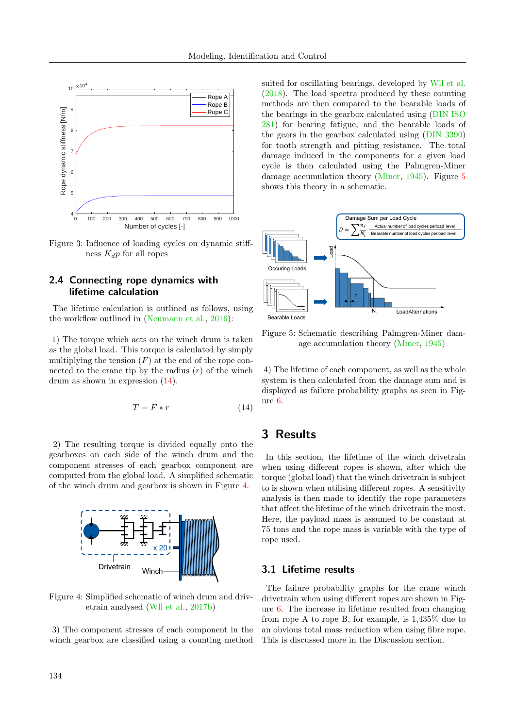Figure 3: Influence of loading cycles on dynamic stiffness $K_{dp}$ for all ropes

## 2.4 Connecting rope dynamics with lifetime calculation

The lifetime calculation is outlined as follows, using the workflow outlined in (Neumann et al., 2016):

1) The torque which acts on the winch drum is taken as the global load. This torque is calculated by simply multiplying the tension ($F$) at the end of the rope connected to the crane tip by the radius ($r$) of the winch drum as shown in expression (14).

$$T = F * r \tag{14}$$

2) The resulting torque is divided equally onto the gearboxes on each side of the winch drum and the component stresses of each gearbox component are computed from the global load. A simplified schematic of the winch drum and gearbox is shown in Figure 4.

Figure 4: Simplified schematic of winch drum and drivetrain analysed (Wll et al., 2017b)

3) The component stresses of each component in the winch gearbox are classified using a counting method suited for oscillating bearings, developed by Wll et al. (2018). The load spectra produced by these counting methods are then compared to the bearable loads of the bearings in the gearbox calculated using (DIN ISO 281) for bearing fatigue, and the bearable loads of the gears in the gearbox calculated using (DIN 3390) for tooth strength and pitting resistance. The total damage induced in the components for a given load cycle is then calculated using the Palmgren-Miner damage accumulation theory (Miner, 1945). Figure 5 shows this theory in a schematic.

Figure 5: Schematic describing Palmgren-Miner damage accumulation theory (Miner, 1945)

4) The lifetime of each component, as well as the whole system is then calculated from the damage sum and is displayed as failure probability graphs as seen in Figure 6.

# 3 Results

In this section, the lifetime of the winch drivetrain when using different ropes is shown, after which the torque (global load) that the winch drivetrain is subject to is shown when utilising different ropes. A sensitivity analysis is then made to identify the rope parameters that affect the lifetime of the winch drivetrain the most. Here, the payload mass is assumed to be constant at 75 tons and the rope mass is variable with the type of rope used.

## 3.1 Lifetime results

The failure probability graphs for the crane winch drivetrain when using different ropes are shown in Figure 6. The increase in lifetime resulted from changing from rope A to rope B, for example, is 1,435% due to an obvious total mass reduction when using fibre rope. This is discussed more in the Discussion section.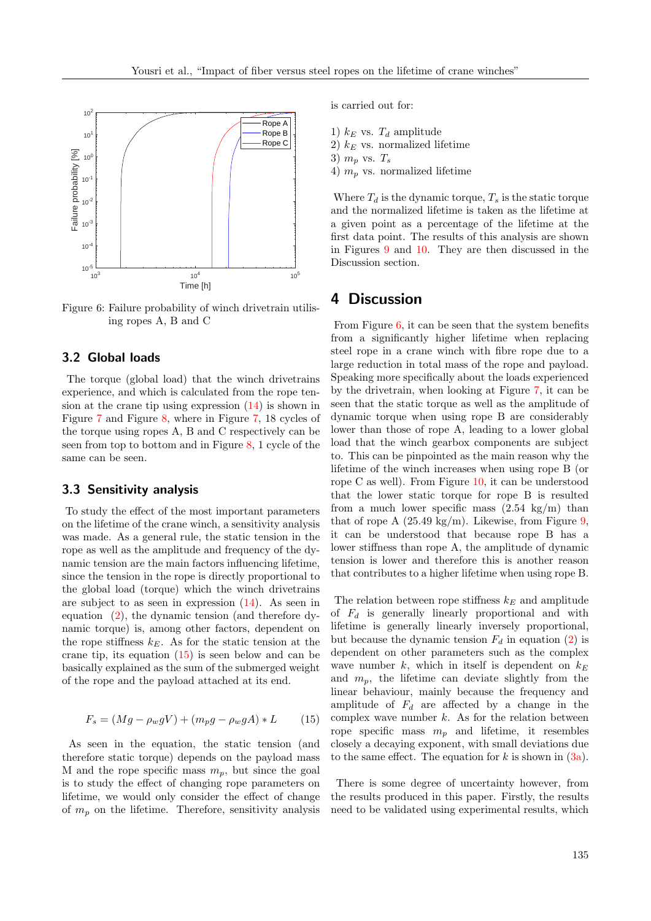Figure 6: Failure probability of winch drivetrain utilising ropes A, B and C

## 3.2 Global loads

The torque (global load) that the winch drivetrains experience, and which is calculated from the rope tension at the crane tip using expression (14) is shown in Figure 7 and Figure 8, where in Figure 7, 18 cycles of the torque using ropes A, B and C respectively can be seen from top to bottom and in Figure 8, 1 cycle of the same can be seen.

## 3.3 Sensitivity analysis

To study the effect of the most important parameters on the lifetime of the crane winch, a sensitivity analysis was made. As a general rule, the static tension in the rope as well as the amplitude and frequency of the dynamic tension are the main factors influencing lifetime, since the tension in the rope is directly proportional to the global load (torque) which the winch drivetrains are subject to as seen in expression (14). As seen in equation (2), the dynamic tension (and therefore dynamic torque) is, among other factors, dependent on the rope stiffness $k_E$. As for the static tension at the crane tip, its equation (15) is seen below and can be basically explained as the sum of the submerged weight of the rope and the payload attached at its end.

$$F_s = (Mg - \rho_w gV) + (m_p g - \rho_w gA) * L \tag{15}$$

As seen in the equation, the static tension (and therefore static torque) depends on the payload mass M and the rope specific mass $m_p$, but since the goal is to study the effect of changing rope parameters on lifetime, we would only consider the effect of change of $m_p$ on the lifetime. Therefore, sensitivity analysis is carried out for:

1) $k_E$ vs. $T_d$ amplitude
2) $k_E$ vs. normalized lifetime
3) $m_p$ vs. $T_s$
4) $m_p$ vs. normalized lifetime

Where $T_d$ is the dynamic torque, $T_s$ is the static torque and the normalized lifetime is taken as the lifetime at a given point as a percentage of the lifetime at the first data point. The results of this analysis are shown in Figures 9 and 10. They are then discussed in the Discussion section.

# 4 Discussion

From Figure 6, it can be seen that the system benefits from a significantly higher lifetime when replacing steel rope in a crane winch with fibre rope due to a large reduction in total mass of the rope and payload. Speaking more specifically about the loads experienced by the drivetrain, when looking at Figure 7, it can be seen that the static torque as well as the amplitude of dynamic torque when using rope B are considerably lower than those of rope A, leading to a lower global load that the winch gearbox components are subject to. This can be pinpointed as the main reason why the lifetime of the winch increases when using rope B (or rope C as well). From Figure 10, it can be understood that the lower static torque for rope B is resulted from a much lower specific mass (2.54 kg/m) than that of rope A (25.49 kg/m). Likewise, from Figure 9, it can be understood that because rope B has a lower stiffness than rope A, the amplitude of dynamic tension is lower and therefore this is another reason that contributes to a higher lifetime when using rope B.

The relation between rope stiffness $k_E$ and amplitude of $F_d$ is generally linearly proportional and with lifetime is generally linearly inversely proportional, but because the dynamic tension $F_d$ in equation (2) is dependent on other parameters such as the complex wave number $k$, which in itself is dependent on $k_E$ and $m_p$, the lifetime can deviate slightly from the linear behaviour, mainly because the frequency and amplitude of $F_d$ are affected by a change in the complex wave number $k$. As for the relation between rope specific mass $m_p$ and lifetime, it resembles closely a decaying exponent, with small deviations due to the same effect. The equation for $k$ is shown in (3a).

There is some degree of uncertainty however, from the results produced in this paper. Firstly, the results need to be validated using experimental results, which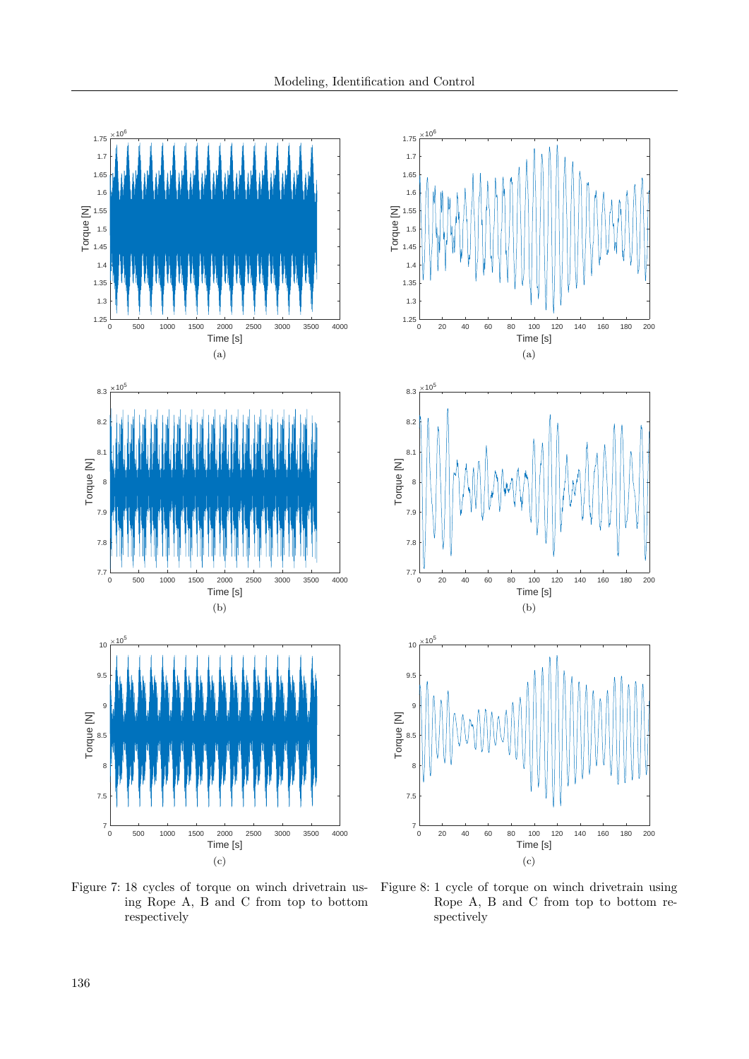Figure 7: 18 cycles of torque on winch drivetrain using Rope A, B and C from top to bottom respectively

Figure 8: 1 cycle of torque on winch drivetrain using Rope A, B and C from top to bottom respectively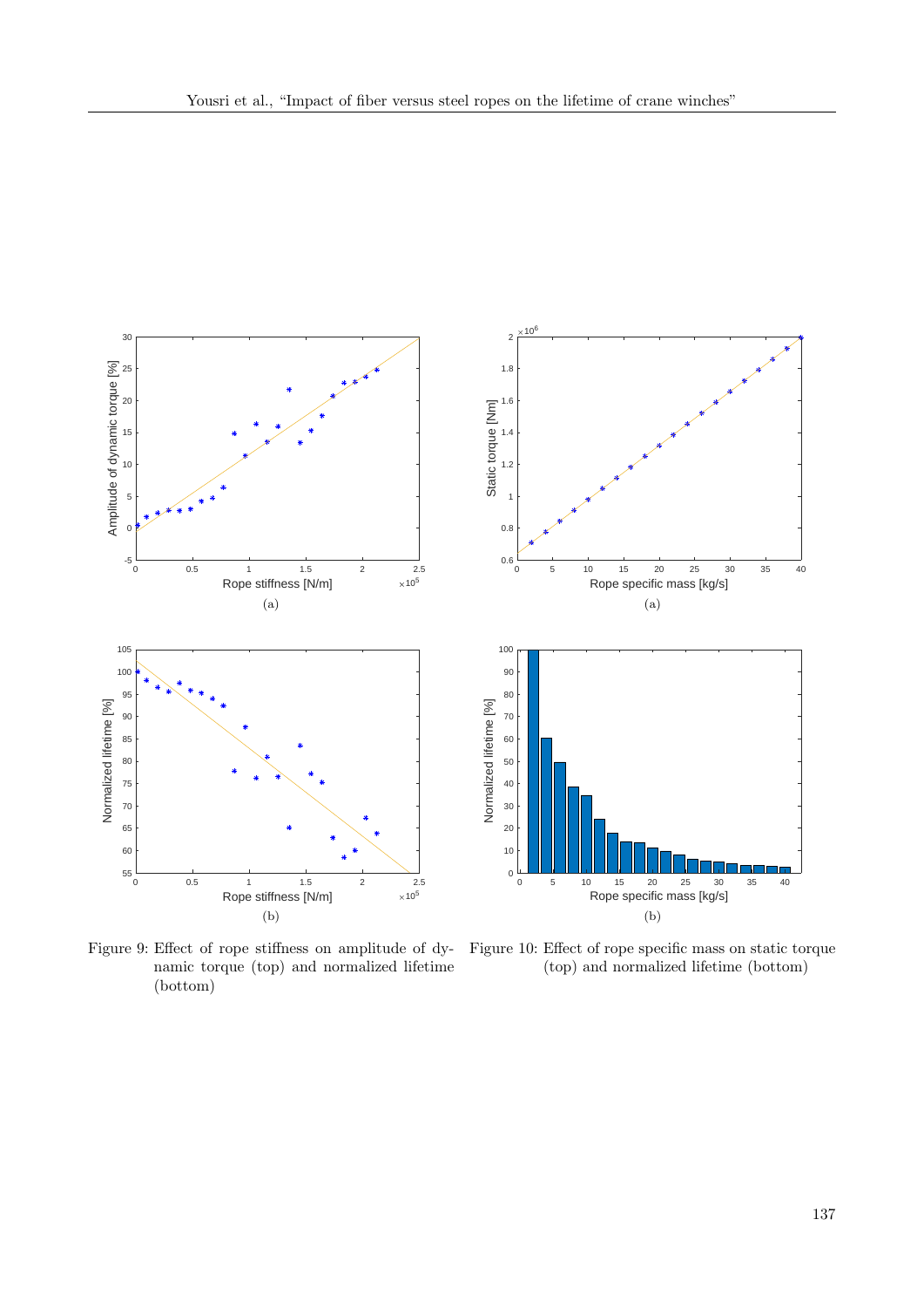(a)

(b)

Figure 9: Effect of rope stiffness on amplitude of dynamic torque (top) and normalized lifetime (bottom)

(a)

(b)

Figure 10: Effect of rope specific mass on static torque (top) and normalized lifetime (bottom)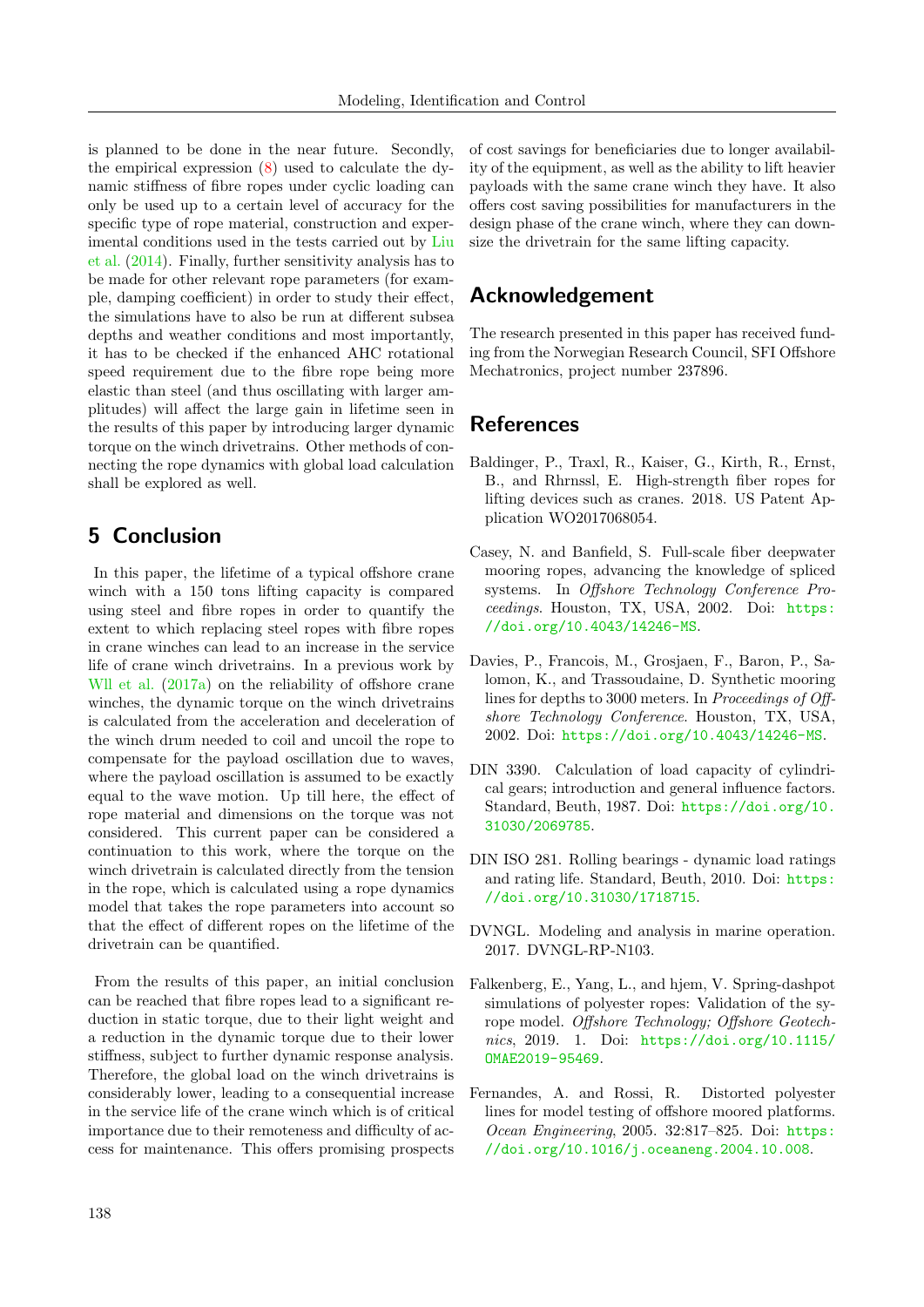is planned to be done in the near future. Secondly, the empirical expression (8) used to calculate the dynamic stiffness of fibre ropes under cyclic loading can only be used up to a certain level of accuracy for the specific type of rope material, construction and experimental conditions used in the tests carried out by Liu et al. (2014). Finally, further sensitivity analysis has to be made for other relevant rope parameters (for example, damping coefficient) in order to study their effect, the simulations have to also be run at different subsea depths and weather conditions and most importantly, it has to be checked if the enhanced AHC rotational speed requirement due to the fibre rope being more elastic than steel (and thus oscillating with larger amplitudes) will affect the large gain in lifetime seen in the results of this paper by introducing larger dynamic torque on the winch drivetrains. Other methods of connecting the rope dynamics with global load calculation shall be explored as well.

## 5 Conclusion

In this paper, the lifetime of a typical offshore crane winch with a 150 tons lifting capacity is compared using steel and fibre ropes in order to quantify the extent to which replacing steel ropes with fibre ropes in crane winches can lead to an increase in the service life of crane winch drivetrains. In a previous work by Wll et al. (2017a) on the reliability of offshore crane winches, the dynamic torque on the winch drivetrains is calculated from the acceleration and deceleration of the winch drum needed to coil and uncoil the rope to compensate for the payload oscillation due to waves, where the payload oscillation is assumed to be exactly equal to the wave motion. Up till here, the effect of rope material and dimensions on the torque was not considered. This current paper can be considered a continuation to this work, where the torque on the winch drivetrain is calculated directly from the tension in the rope, which is calculated using a rope dynamics model that takes the rope parameters into account so that the effect of different ropes on the lifetime of the drivetrain can be quantified.

From the results of this paper, an initial conclusion can be reached that fibre ropes lead to a significant reduction in static torque, due to their light weight and a reduction in the dynamic torque due to their lower stiffness, subject to further dynamic response analysis. Therefore, the global load on the winch drivetrains is considerably lower, leading to a consequential increase in the service life of the crane winch which is of critical importance due to their remoteness and difficulty of access for maintenance. This offers promising prospects of cost savings for beneficiaries due to longer availability of the equipment, as well as the ability to lift heavier payloads with the same crane winch they have. It also offers cost saving possibilities for manufacturers in the design phase of the crane winch, where they can downsize the drivetrain for the same lifting capacity.

## Acknowledgement

The research presented in this paper has received funding from the Norwegian Research Council, SFI Offshore Mechatronics, project number 237896.

## References

Baldinger, P., Traxl, R., Kaiser, G., Kirth, R., Ernst, B., and Rhrnssl, E. High-strength fiber ropes for lifting devices such as cranes. 2018. US Patent Application WO2017068054.

Casey, N. and Banfield, S. Full-scale fiber deepwater mooring ropes, advancing the knowledge of spliced systems. In *Offshore Technology Conference Proceedings*. Houston, TX, USA, 2002. Doi: https://doi.org/10.4043/14246-MS.

Davies, P., Francois, M., Grosjaen, F., Baron, P., Salomon, K., and Trassoudaine, D. Synthetic mooring lines for depths to 3000 meters. In *Proceedings of Offshore Technology Conference*. Houston, TX, USA, 2002. Doi: https://doi.org/10.4043/14246-MS.

DIN 3390. Calculation of load capacity of cylindrical gears; introduction and general influence factors. Standard, Beuth, 1987. Doi: https://doi.org/10.31030/2069785.

DIN ISO 281. Rolling bearings - dynamic load ratings and rating life. Standard, Beuth, 2010. Doi: https://doi.org/10.31030/1718715.

DVNGL. Modeling and analysis in marine operation. 2017. DVNGL-RP-N103.

Falkenberg, E., Yang, L., and hjem, V. Spring-dashpot simulations of polyester ropes: Validation of the syrope model. *Offshore Technology; Offshore Geotechnics*, 2019. 1. Doi: https://doi.org/10.1115/OMAE2019-95469.

Fernandes, A. and Rossi, R. Distorted polyester lines for model testing of offshore moored platforms. *Ocean Engineering*, 2005. 32:817–825. Doi: https://doi.org/10.1016/j.oceaneng.2004.10.008.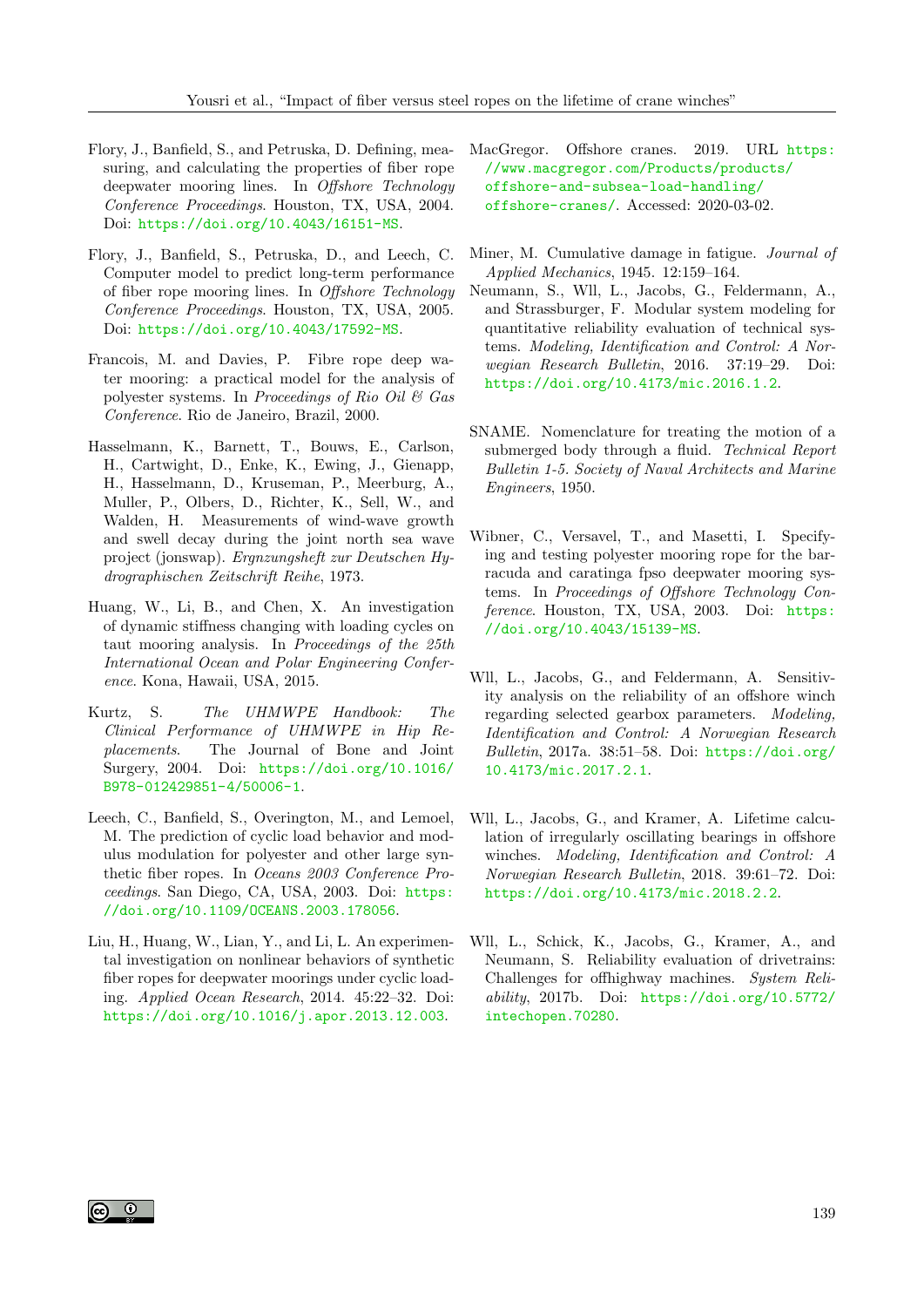Flory, J., Banfield, S., and Petruska, D. Defining, measuring, and calculating the properties of fiber rope deepwater mooring lines. In *Offshore Technology Conference Proceedings*. Houston, TX, USA, 2004. Doi: https://doi.org/10.4043/16151-MS.

Flory, J., Banfield, S., Petruska, D., and Leech, C. Computer model to predict long-term performance of fiber rope mooring lines. In *Offshore Technology Conference Proceedings*. Houston, TX, USA, 2005. Doi: https://doi.org/10.4043/17592-MS.

Francois, M. and Davies, P. Fibre rope deep water mooring: a practical model for the analysis of polyester systems. In *Proceedings of Rio Oil & Gas Conference*. Rio de Janeiro, Brazil, 2000.

Hasselmann, K., Barnett, T., Bouws, E., Carlson, H., Cartwight, D., Enke, K., Ewing, J., Gienapp, H., Hasselmann, D., Kruseman, P., Meerburg, A., Muller, P., Olbers, D., Richter, K., Sell, W., and Walden, H. Measurements of wind-wave growth and swell decay during the joint north sea wave project (jonswap). *Ergnzungsheft zur Deutschen Hydrographischen Zeitschrift Reihe*, 1973.

Huang, W., Li, B., and Chen, X. An investigation of dynamic stiffness changing with loading cycles on taut mooring analysis. In *Proceedings of the 25th International Ocean and Polar Engineering Conference*. Kona, Hawaii, USA, 2015.

Kurtz, S. *The UHMWPE Handbook: The Clinical Performance of UHMWPE in Hip Replacements*. The Journal of Bone and Joint Surgery, 2004. Doi: https://doi.org/10.1016/B978-012429851-4/50006-1.

Leech, C., Banfield, S., Overington, M., and Lemoel, M. The prediction of cyclic load behavior and modulus modulation for polyester and other large synthetic fiber ropes. In *Oceans 2003 Conference Proceedings*. San Diego, CA, USA, 2003. Doi: https://doi.org/10.1109/OCEANS.2003.178056.

Liu, H., Huang, W., Lian, Y., and Li, L. An experimental investigation on nonlinear behaviors of synthetic fiber ropes for deepwater moorings under cyclic loading. *Applied Ocean Research*, 2014. 45:22–32. Doi: https://doi.org/10.1016/j.apor.2013.12.003.

MacGregor. Offshore cranes. 2019. URL https://www.macgregor.com/Products/products/offshore-and-subsea-load-handling/offshore-cranes/. Accessed: 2020-03-02.

Miner, M. Cumulative damage in fatigue. *Journal of Applied Mechanics*, 1945. 12:159–164.

Neumann, S., Wll, L., Jacobs, G., Feldermann, A., and Strassburger, F. Modular system modeling for quantitative reliability evaluation of technical systems. *Modeling, Identification and Control: A Norwegian Research Bulletin*, 2016. 37:19–29. Doi: https://doi.org/10.4173/mic.2016.1.2.

SNAME. Nomenclature for treating the motion of a submerged body through a fluid. *Technical Report Bulletin 1-5. Society of Naval Architects and Marine Engineers*, 1950.

Wibner, C., Versavel, T., and Masetti, I. Specifying and testing polyester mooring rope for the barracuda and caratinga fpso deepwater mooring systems. In *Proceedings of Offshore Technology Conference*. Houston, TX, USA, 2003. Doi: https://doi.org/10.4043/15139-MS.

Wll, L., Jacobs, G., and Feldermann, A. Sensitivity analysis on the reliability of an offshore winch regarding selected gearbox parameters. *Modeling, Identification and Control: A Norwegian Research Bulletin*, 2017a. 38:51–58. Doi: https://doi.org/10.4173/mic.2017.2.1.

Wll, L., Jacobs, G., and Kramer, A. Lifetime calculation of irregularly oscillating bearings in offshore winches. *Modeling, Identification and Control: A Norwegian Research Bulletin*, 2018. 39:61–72. Doi: https://doi.org/10.4173/mic.2018.2.2.

Wll, L., Schick, K., Jacobs, G., Kramer, A., and Neumann, S. Reliability evaluation of drivetrains: Challenges for offhighway machines. *System Reliability*, 2017b. Doi: https://doi.org/10.5772/intechopen.70280.